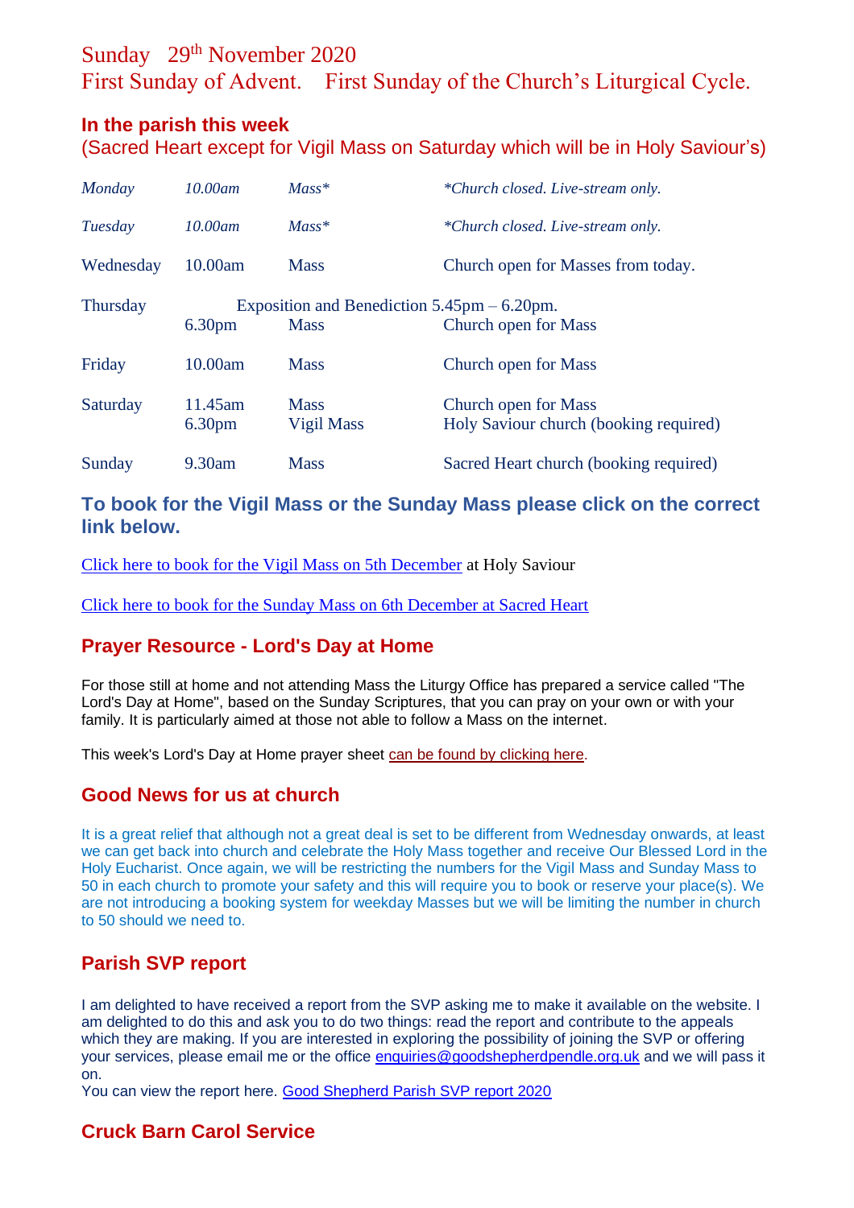# Sunday 29th November 2020
# First Sunday of Advent. First Sunday of the Church's Liturgical Cycle.

## In the parish this week
(Sacred Heart except for Vigil Mass on Saturday which will be in Holy Saviour's)

| | | | |
|---|---|---|---|
| *Monday* | *10.00am* | *Mass** | **Church closed. Live-stream only.* |
| *Tuesday* | *10.00am* | *Mass** | **Church closed. Live-stream only.* |
| Wednesday | 10.00am | Mass | Church open for Masses from today. |
| Thursday | Exposition and Benediction 5.45pm – 6.20pm. | | |
| | 6.30pm | Mass | Church open for Mass |
| Friday | 10.00am | Mass | Church open for Mass |
| Saturday | 11.45am | Mass | Church open for Mass |
| | 6.30pm | Vigil Mass | Holy Saviour church (booking required) |
| Sunday | 9.30am | Mass | Sacred Heart church (booking required) |

## To book for the Vigil Mass or the Sunday Mass please click on the correct link below.

Click here to book for the Vigil Mass on 5th December at Holy Saviour

Click here to book for the Sunday Mass on 6th December at Sacred Heart

## Prayer Resource - Lord's Day at Home

For those still at home and not attending Mass the Liturgy Office has prepared a service called "The Lord's Day at Home", based on the Sunday Scriptures, that you can pray on your own or with your family. It is particularly aimed at those not able to follow a Mass on the internet.

This week's Lord's Day at Home prayer sheet can be found by clicking here.

## Good News for us at church

It is a great relief that although not a great deal is set to be different from Wednesday onwards, at least we can get back into church and celebrate the Holy Mass together and receive Our Blessed Lord in the Holy Eucharist. Once again, we will be restricting the numbers for the Vigil Mass and Sunday Mass to 50 in each church to promote your safety and this will require you to book or reserve your place(s). We are not introducing a booking system for weekday Masses but we will be limiting the number in church to 50 should we need to.

## Parish SVP report

I am delighted to have received a report from the SVP asking me to make it available on the website. I am delighted to do this and ask you to do two things: read the report and contribute to the appeals which they are making. If you are interested in exploring the possibility of joining the SVP or offering your services, please email me or the office enquiries@goodshepherdpendle.org.uk and we will pass it on.
You can view the report here. Good Shepherd Parish SVP report 2020

## Cruck Barn Carol Service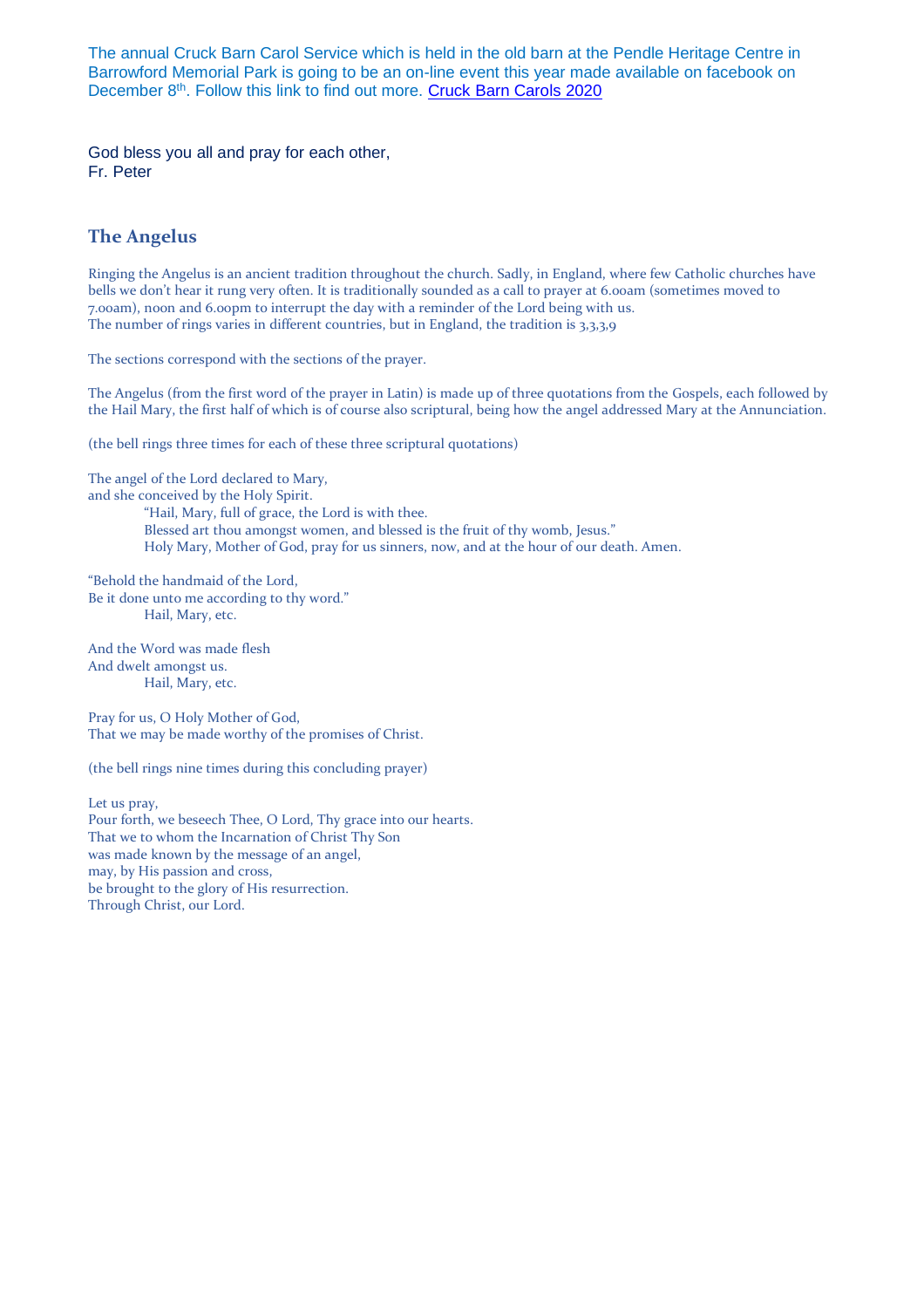The annual Cruck Barn Carol Service which is held in the old barn at the Pendle Heritage Centre in Barrowford Memorial Park is going to be an on-line event this year made available on facebook on December 8th. Follow this link to find out more. Cruck Barn Carols 2020

God bless you all and pray for each other,
Fr. Peter

## The Angelus

Ringing the Angelus is an ancient tradition throughout the church. Sadly, in England, where few Catholic churches have bells we don't hear it rung very often. It is traditionally sounded as a call to prayer at 6.00am (sometimes moved to 7.00am), noon and 6.00pm to interrupt the day with a reminder of the Lord being with us.
The number of rings varies in different countries, but in England, the tradition is 3,3,3,9

The sections correspond with the sections of the prayer.

The Angelus (from the first word of the prayer in Latin) is made up of three quotations from the Gospels, each followed by the Hail Mary, the first half of which is of course also scriptural, being how the angel addressed Mary at the Annunciation.

(the bell rings three times for each of these three scriptural quotations)

The angel of the Lord declared to Mary,
and she conceived by the Holy Spirit.

> "Hail, Mary, full of grace, the Lord is with thee.
> Blessed art thou amongst women, and blessed is the fruit of thy womb, Jesus."
> Holy Mary, Mother of God, pray for us sinners, now, and at the hour of our death. Amen.

"Behold the handmaid of the Lord,
Be it done unto me according to thy word."

> Hail, Mary, etc.

And the Word was made flesh
And dwelt amongst us.

> Hail, Mary, etc.

Pray for us, O Holy Mother of God,
That we may be made worthy of the promises of Christ.

(the bell rings nine times during this concluding prayer)

Let us pray,
Pour forth, we beseech Thee, O Lord, Thy grace into our hearts.
That we to whom the Incarnation of Christ Thy Son
was made known by the message of an angel,
may, by His passion and cross,
be brought to the glory of His resurrection.
Through Christ, our Lord.